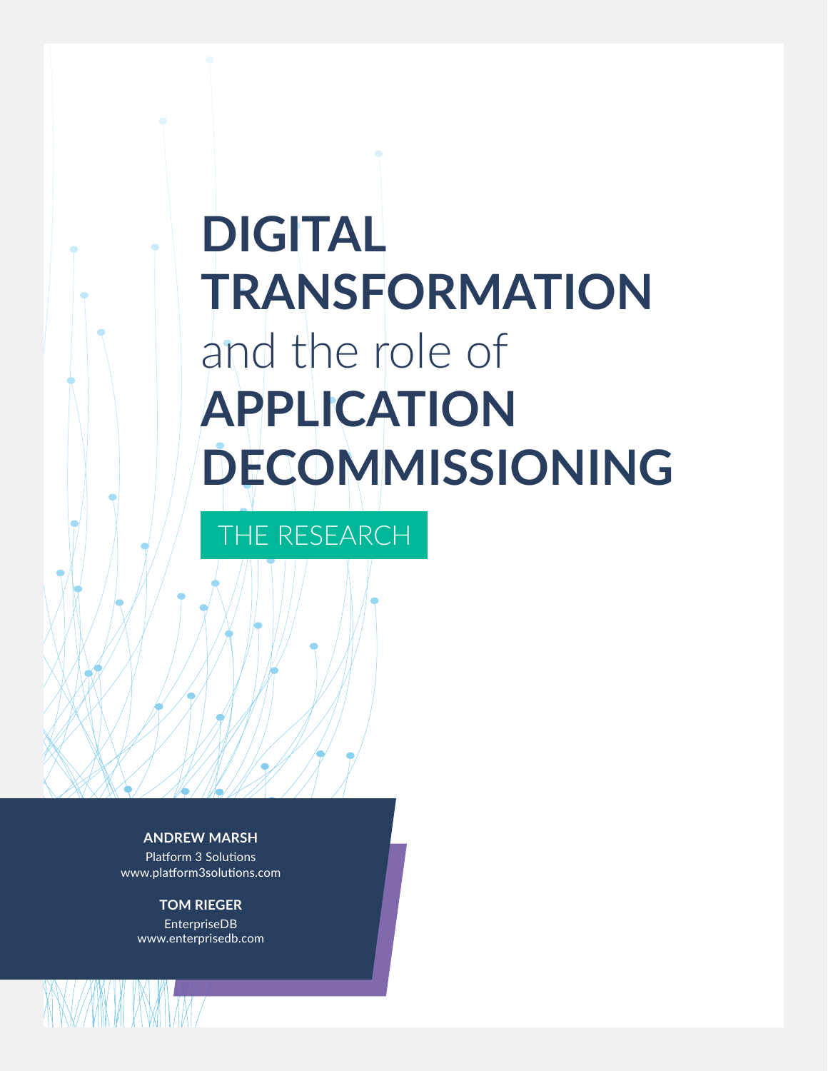# DIGITAL TRANSFORMATION and the role of APPLICATION DECOMMISSIONING

## THE RESEARCH

**ANDREW MARSH**
Platform 3 Solutions
www.platform3solutions.com

**TOM RIEGER**
EnterpriseDB
www.enterprisedb.com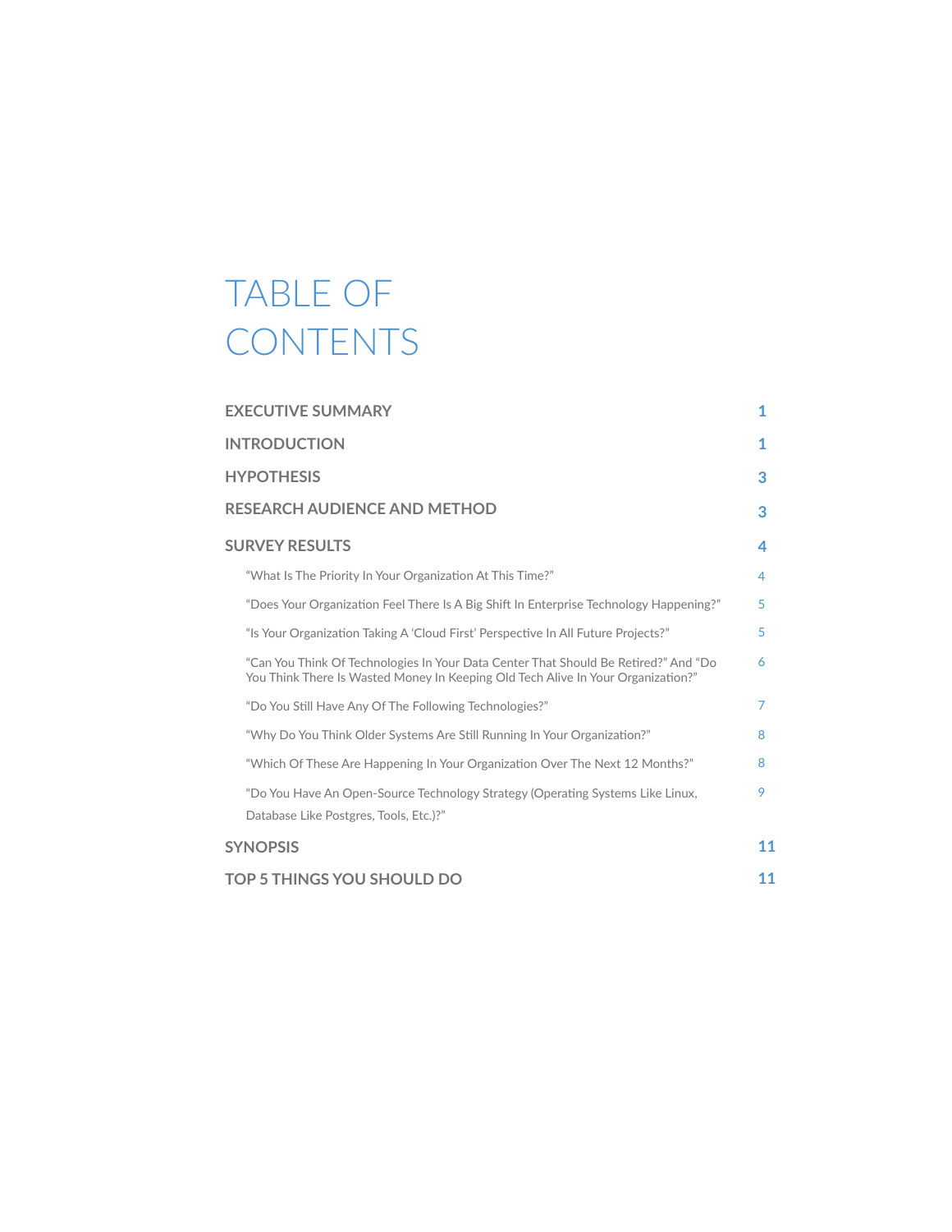# TABLE OF CONTENTS

| | |
|---|---|
| **EXECUTIVE SUMMARY** | **1** |
| **INTRODUCTION** | **1** |
| **HYPOTHESIS** | **3** |
| **RESEARCH AUDIENCE AND METHOD** | **3** |
| **SURVEY RESULTS** | **4** |
| "What Is The Priority In Your Organization At This Time?" | 4 |
| "Does Your Organization Feel There Is A Big Shift In Enterprise Technology Happening?" | 5 |
| "Is Your Organization Taking A 'Cloud First' Perspective In All Future Projects?" | 5 |
| "Can You Think Of Technologies In Your Data Center That Should Be Retired?" And "Do You Think There Is Wasted Money In Keeping Old Tech Alive In Your Organization?" | 6 |
| "Do You Still Have Any Of The Following Technologies?" | 7 |
| "Why Do You Think Older Systems Are Still Running In Your Organization?" | 8 |
| "Which Of These Are Happening In Your Organization Over The Next 12 Months?" | 8 |
| "Do You Have An Open-Source Technology Strategy (Operating Systems Like Linux, Database Like Postgres, Tools, Etc.)?" | 9 |
| **SYNOPSIS** | **11** |
| **TOP 5 THINGS YOU SHOULD DO** | **11** |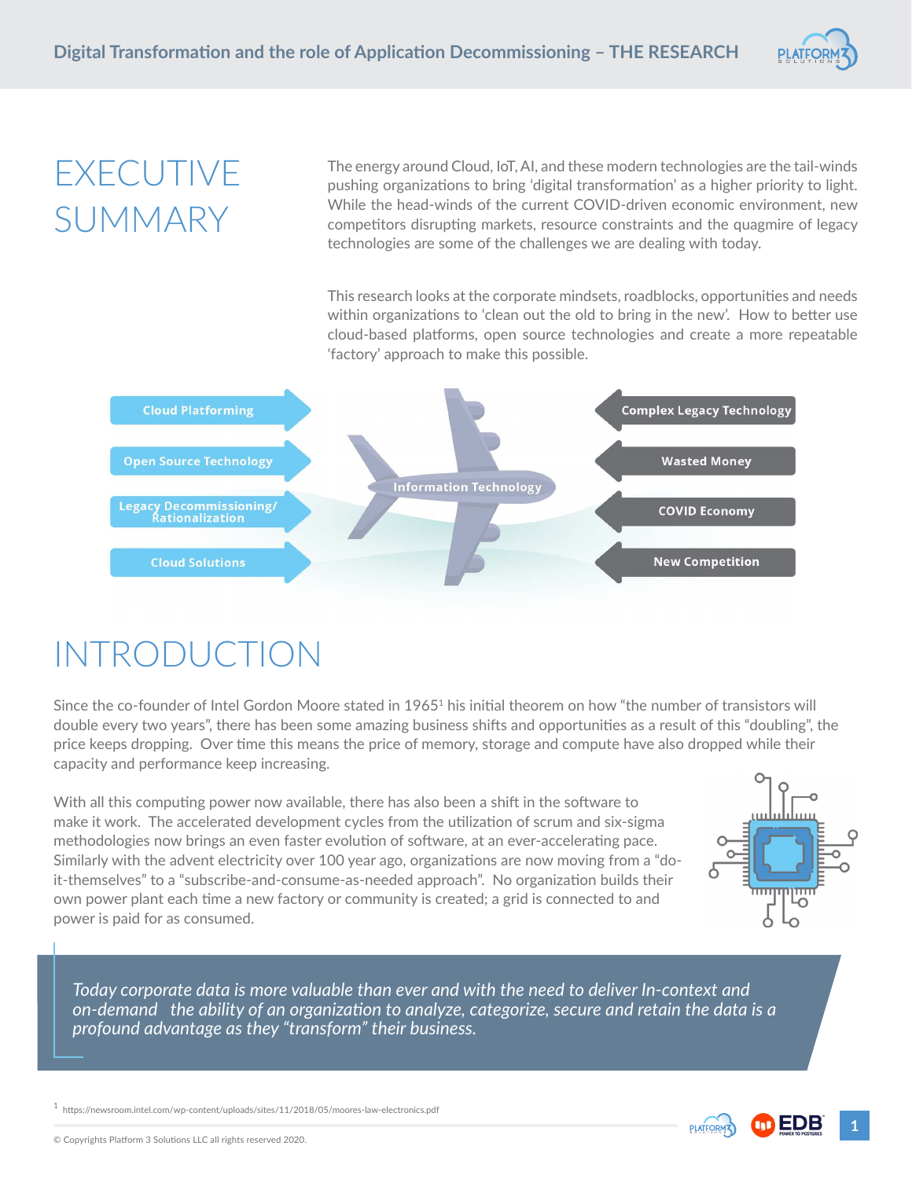# EXECUTIVE SUMMARY

The energy around Cloud, IoT, AI, and these modern technologies are the tail-winds pushing organizations to bring 'digital transformation' as a higher priority to light. While the head-winds of the current COVID-driven economic environment, new competitors disrupting markets, resource constraints and the quagmire of legacy technologies are some of the challenges we are dealing with today.

This research looks at the corporate mindsets, roadblocks, opportunities and needs within organizations to 'clean out the old to bring in the new'. How to better use cloud-based platforms, open source technologies and create a more repeatable 'factory' approach to make this possible.

Cloud Platforming

Open Source Technology

Legacy Decommissioning/ Rationalization

Cloud Solutions

Information Technology

Complex Legacy Technology

Wasted Money

COVID Economy

New Competition

# INTRODUCTION

Since the co-founder of Intel Gordon Moore stated in 1965[1] his initial theorem on how "the number of transistors will double every two years", there has been some amazing business shifts and opportunities as a result of this "doubling", the price keeps dropping. Over time this means the price of memory, storage and compute have also dropped while their capacity and performance keep increasing.

With all this computing power now available, there has also been a shift in the software to make it work. The accelerated development cycles from the utilization of scrum and six-sigma methodologies now brings an even faster evolution of software, at an ever-accelerating pace. Similarly with the advent electricity over 100 year ago, organizations are now moving from a "do-it-themselves" to a "subscribe-and-consume-as-needed approach". No organization builds their own power plant each time a new factory or community is created; a grid is connected to and power is paid for as consumed.

*Today corporate data is more valuable than ever and with the need to deliver In-context and on-demand the ability of an organization to analyze, categorize, secure and retain the data is a profound advantage as they "transform" their business.*

[1] https://newsroom.intel.com/wp-content/uploads/sites/11/2018/05/moores-law-electronics.pdf

© Copyrights Platform 3 Solutions LLC all rights reserved 2020.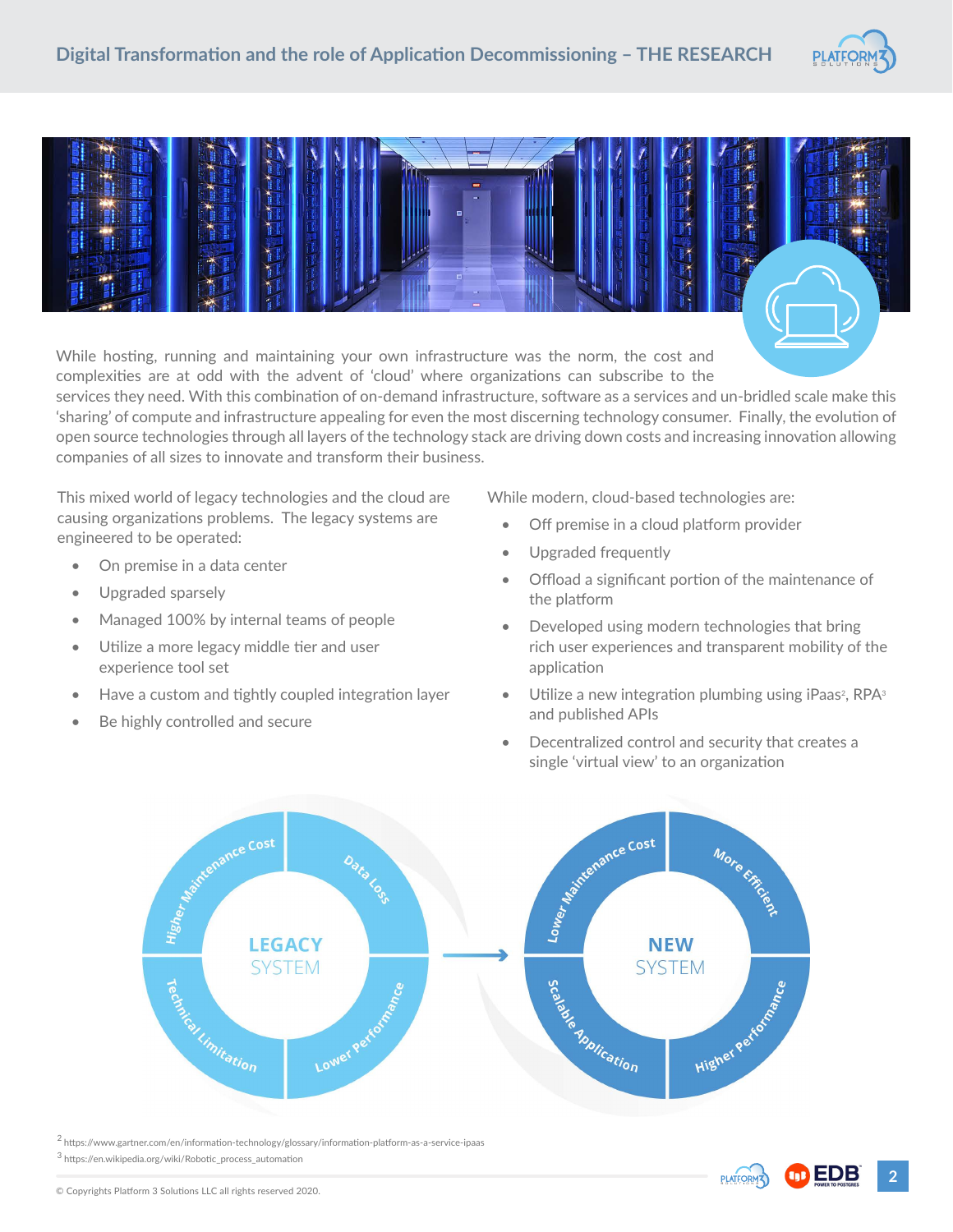While hosting, running and maintaining your own infrastructure was the norm, the cost and complexities are at odd with the advent of 'cloud' where organizations can subscribe to the services they need. With this combination of on-demand infrastructure, software as a services and un-bridled scale make this 'sharing' of compute and infrastructure appealing for even the most discerning technology consumer. Finally, the evolution of open source technologies through all layers of the technology stack are driving down costs and increasing innovation allowing companies of all sizes to innovate and transform their business.

This mixed world of legacy technologies and the cloud are causing organizations problems. The legacy systems are engineered to be operated:

- On premise in a data center
- Upgraded sparsely
- Managed 100% by internal teams of people
- Utilize a more legacy middle tier and user experience tool set
- Have a custom and tightly coupled integration layer
- Be highly controlled and secure

While modern, cloud-based technologies are:

- Off premise in a cloud platform provider
- Upgraded frequently
- Offload a significant portion of the maintenance of the platform
- Developed using modern technologies that bring rich user experiences and transparent mobility of the application
- Utilize a new integration plumbing using iPaas[2], RPA[3] and published APIs
- Decentralized control and security that creates a single 'virtual view' to an organization

**LEGACY SYSTEM**: Higher Maintenance Cost, Data Loss, Lower Performance, Technical Limitation

→

**NEW SYSTEM**: Lower Maintenance Cost, More Efficient, Higher Performance, Scalable Application

[2] https://www.gartner.com/en/information-technology/glossary/information-platform-as-a-service-ipaas

[3] https://en.wikipedia.org/wiki/Robotic_process_automation

© Copyrights Platform 3 Solutions LLC all rights reserved 2020.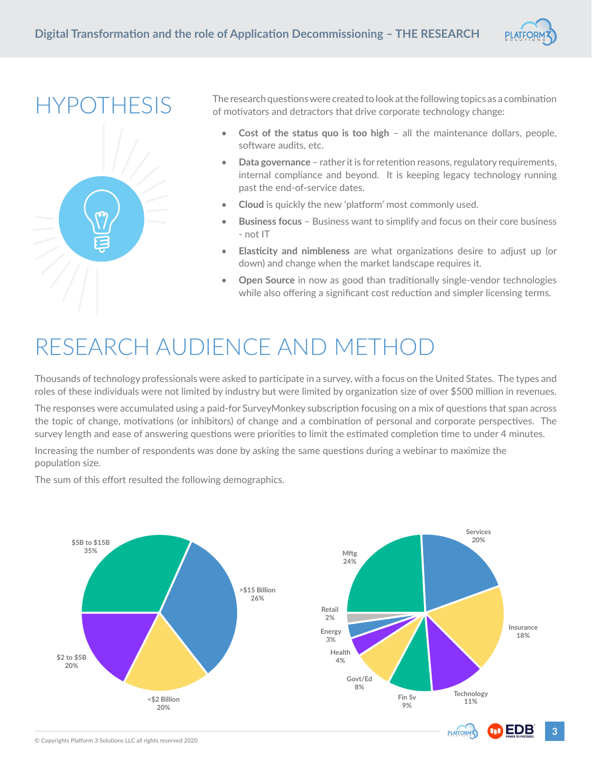# HYPOTHESIS

The research questions were created to look at the following topics as a combination of motivators and detractors that drive corporate technology change:

- **Cost of the status quo is too high** – all the maintenance dollars, people, software audits, etc.
- **Data governance** – rather it is for retention reasons, regulatory requirements, internal compliance and beyond. It is keeping legacy technology running past the end-of-service dates.
- **Cloud** is quickly the new 'platform' most commonly used.
- **Business focus** – Business want to simplify and focus on their core business - not IT
- **Elasticity and nimbleness** are what organizations desire to adjust up (or down) and change when the market landscape requires it.
- **Open Source** in now as good than traditionally single-vendor technologies while also offering a significant cost reduction and simpler licensing terms.

# RESEARCH AUDIENCE AND METHOD

Thousands of technology professionals were asked to participate in a survey, with a focus on the United States. The types and roles of these individuals were not limited by industry but were limited by organization size of over $500 million in revenues.

The responses were accumulated using a paid-for SurveyMonkey subscription focusing on a mix of questions that span across the topic of change, motivations (or inhibitors) of change and a combination of personal and corporate perspectives. The survey length and ease of answering questions were priorities to limit the estimated completion time to under 4 minutes.

Increasing the number of respondents was done by asking the same questions during a webinar to maximize the population size.

The sum of this effort resulted the following demographics.

| Organization Revenue | Share |
|---|---|
| $5B to $15B | 35% |
| >$15 Billion | 26% |
| <$2 Billion | 20% |
| $2 to $5B | 20% |

| Industry | Share |
|---|---|
| Mftg | 24% |
| Services | 20% |
| Insurance | 18% |
| Technology | 11% |
| Fin Sv | 9% |
| Govt/Ed | 8% |
| Health | 4% |
| Energy | 3% |
| Retail | 2% |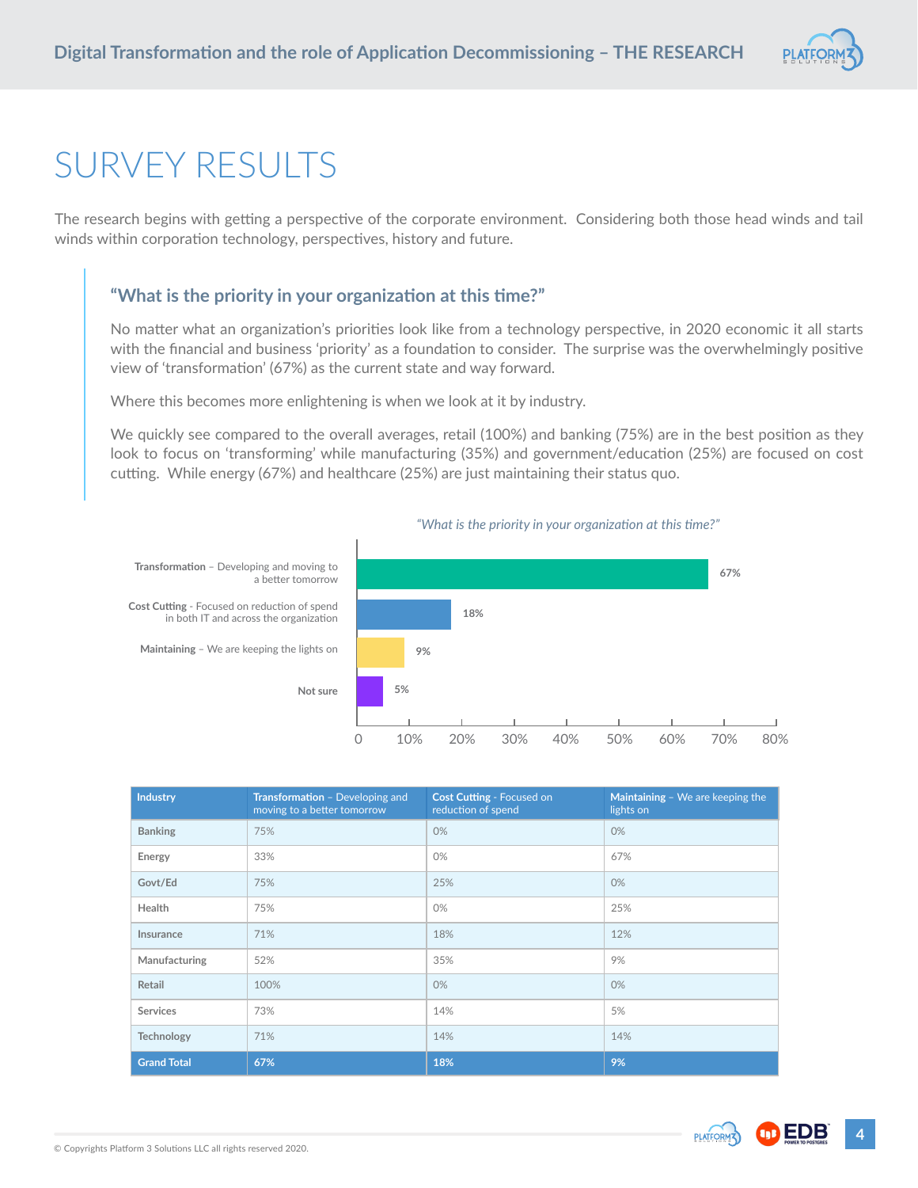# SURVEY RESULTS

The research begins with getting a perspective of the corporate environment. Considering both those head winds and tail winds within corporation technology, perspectives, history and future.

### "What is the priority in your organization at this time?"

No matter what an organization's priorities look like from a technology perspective, in 2020 economic it all starts with the financial and business 'priority' as a foundation to consider. The surprise was the overwhelmingly positive view of 'transformation' (67%) as the current state and way forward.

Where this becomes more enlightening is when we look at it by industry.

We quickly see compared to the overall averages, retail (100%) and banking (75%) are in the best position as they look to focus on 'transforming' while manufacturing (35%) and government/education (25%) are focused on cost cutting. While energy (67%) and healthcare (25%) are just maintaining their status quo.

*"What is the priority in your organization at this time?"*

| Response | Percentage |
|---|---|
| **Transformation** – Developing and moving to a better tomorrow | 67% |
| **Cost Cutting** - Focused on reduction of spend in both IT and across the organization | 18% |
| **Maintaining** – We are keeping the lights on | 9% |
| **Not sure** | 5% |

| Industry | Transformation – Developing and moving to a better tomorrow | Cost Cutting - Focused on reduction of spend | Maintaining – We are keeping the lights on |
|---|---|---|---|
| Banking | 75% | 0% | 0% |
| Energy | 33% | 0% | 67% |
| Govt/Ed | 75% | 25% | 0% |
| Health | 75% | 0% | 25% |
| Insurance | 71% | 18% | 12% |
| Manufacturing | 52% | 35% | 9% |
| Retail | 100% | 0% | 0% |
| Services | 73% | 14% | 5% |
| Technology | 71% | 14% | 14% |
| **Grand Total** | **67%** | **18%** | **9%** |

© Copyrights Platform 3 Solutions LLC all rights reserved 2020.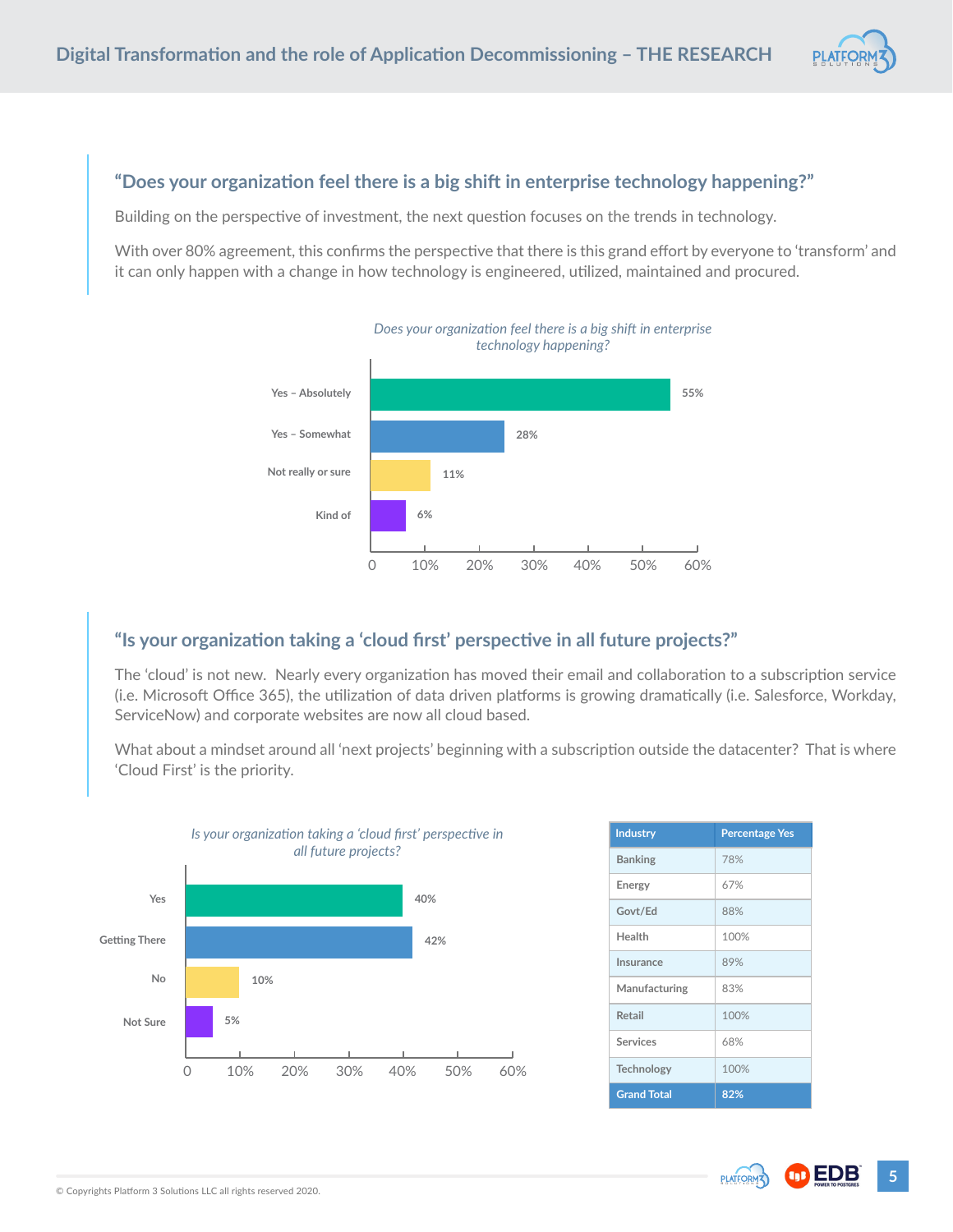## "Does your organization feel there is a big shift in enterprise technology happening?"

Building on the perspective of investment, the next question focuses on the trends in technology.

With over 80% agreement, this confirms the perspective that there is this grand effort by everyone to 'transform' and it can only happen with a change in how technology is engineered, utilized, maintained and procured.

*Does your organization feel there is a big shift in enterprise technology happening?*

| Response | Percentage |
|---|---|
| Yes – Absolutely | 55% |
| Yes – Somewhat | 28% |
| Not really or sure | 11% |
| Kind of | 6% |

## "Is your organization taking a 'cloud first' perspective in all future projects?"

The 'cloud' is not new. Nearly every organization has moved their email and collaboration to a subscription service (i.e. Microsoft Office 365), the utilization of data driven platforms is growing dramatically (i.e. Salesforce, Workday, ServiceNow) and corporate websites are now all cloud based.

What about a mindset around all 'next projects' beginning with a subscription outside the datacenter? That is where 'Cloud First' is the priority.

*Is your organization taking a 'cloud first' perspective in all future projects?*

| Response | Percentage |
|---|---|
| Yes | 40% |
| Getting There | 42% |
| No | 10% |
| Not Sure | 5% |

| Industry | Percentage Yes |
|---|---|
| Banking | 78% |
| Energy | 67% |
| Govt/Ed | 88% |
| Health | 100% |
| Insurance | 89% |
| Manufacturing | 83% |
| Retail | 100% |
| Services | 68% |
| Technology | 100% |
| **Grand Total** | **82%** |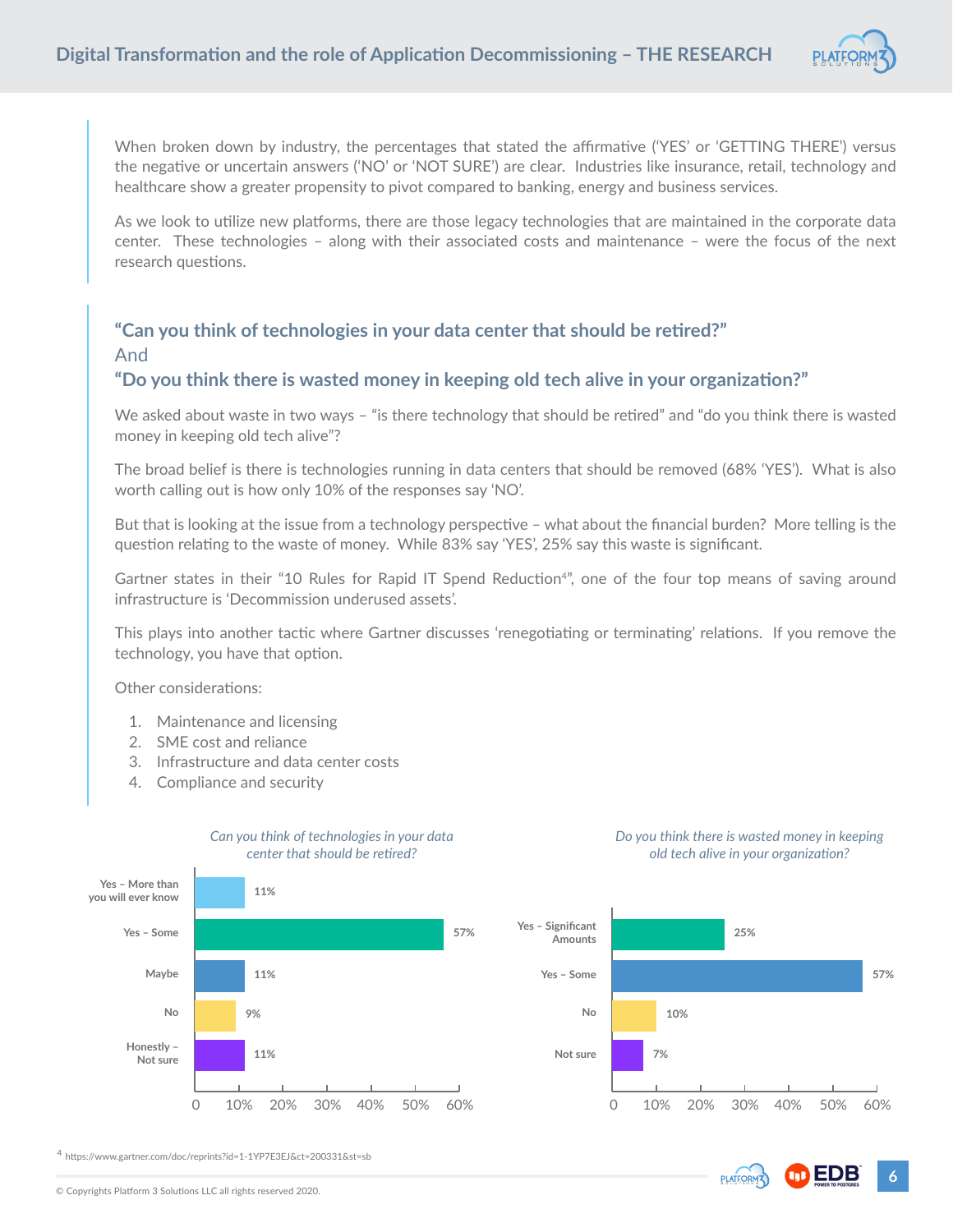When broken down by industry, the percentages that stated the affirmative ('YES' or 'GETTING THERE') versus the negative or uncertain answers ('NO' or 'NOT SURE') are clear. Industries like insurance, retail, technology and healthcare show a greater propensity to pivot compared to banking, energy and business services.

As we look to utilize new platforms, there are those legacy technologies that are maintained in the corporate data center. These technologies – along with their associated costs and maintenance – were the focus of the next research questions.

## "Can you think of technologies in your data center that should be retired?"

And

## "Do you think there is wasted money in keeping old tech alive in your organization?"

We asked about waste in two ways – "is there technology that should be retired" and "do you think there is wasted money in keeping old tech alive"?

The broad belief is there is technologies running in data centers that should be removed (68% 'YES'). What is also worth calling out is how only 10% of the responses say 'NO'.

But that is looking at the issue from a technology perspective – what about the financial burden? More telling is the question relating to the waste of money. While 83% say 'YES', 25% say this waste is significant.

Gartner states in their "10 Rules for Rapid IT Spend Reduction[4]", one of the four top means of saving around infrastructure is 'Decommission underused assets'.

This plays into another tactic where Gartner discusses 'renegotiating or terminating' relations. If you remove the technology, you have that option.

Other considerations:

1. Maintenance and licensing
2. SME cost and reliance
3. Infrastructure and data center costs
4. Compliance and security

*Can you think of technologies in your data center that should be retired?*

| Response | Percentage |
|---|---|
| Yes – More than you will ever know | 11% |
| Yes – Some | 57% |
| Maybe | 11% |
| No | 9% |
| Honestly – Not sure | 11% |

*Do you think there is wasted money in keeping old tech alive in your organization?*

| Response | Percentage |
|---|---|
| Yes – Significant Amounts | 25% |
| Yes – Some | 57% |
| No | 10% |
| Not sure | 7% |

[4] https://www.gartner.com/doc/reprints?id=1-1YP7E3EJ&ct=200331&st=sb

© Copyrights Platform 3 Solutions LLC all rights reserved 2020.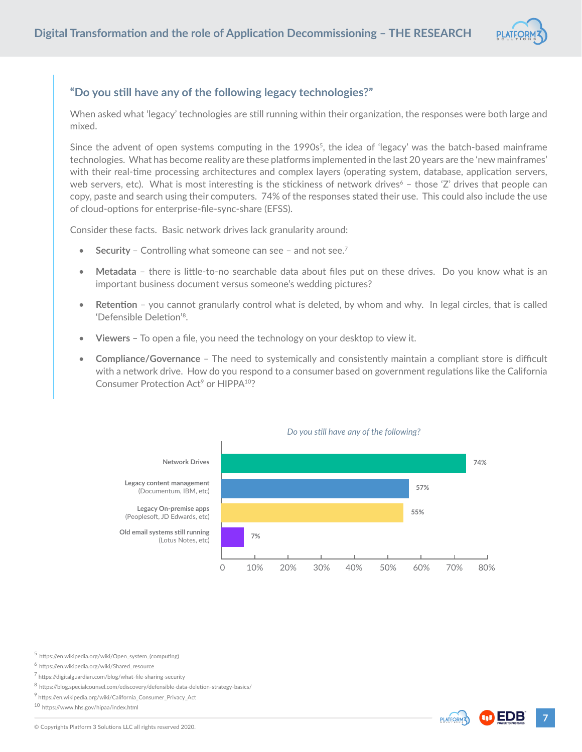## "Do you still have any of the following legacy technologies?"

When asked what 'legacy' technologies are still running within their organization, the responses were both large and mixed.

Since the advent of open systems computing in the 1990s[5], the idea of 'legacy' was the batch-based mainframe technologies. What has become reality are these platforms implemented in the last 20 years are the 'new mainframes' with their real-time processing architectures and complex layers (operating system, database, application servers, web servers, etc). What is most interesting is the stickiness of network drives[6] – those 'Z' drives that people can copy, paste and search using their computers. 74% of the responses stated their use. This could also include the use of cloud-options for enterprise-file-sync-share (EFSS).

Consider these facts. Basic network drives lack granularity around:

- **Security** – Controlling what someone can see – and not see.[7]
- **Metadata** – there is little-to-no searchable data about files put on these drives. Do you know what is an important business document versus someone's wedding pictures?
- **Retention** – you cannot granularly control what is deleted, by whom and why. In legal circles, that is called 'Defensible Deletion'[8].
- **Viewers** – To open a file, you need the technology on your desktop to view it.
- **Compliance/Governance** – The need to systemically and consistently maintain a compliant store is difficult with a network drive. How do you respond to a consumer based on government regulations like the California Consumer Protection Act[9] or HIPPA[10]?

*Do you still have any of the following?*

| Technology | % |
|---|---|
| Network Drives | 74% |
| Legacy content management (Documentum, IBM, etc) | 57% |
| Legacy On-premise apps (Peoplesoft, JD Edwards, etc) | 55% |
| Old email systems still running (Lotus Notes, etc) | 7% |

[5] https://en.wikipedia.org/wiki/Open_system_(computing)

[6] https://en.wikipedia.org/wiki/Shared_resource

[7] https://digitalguardian.com/blog/what-file-sharing-security

[8] https://blog.specialcounsel.com/ediscovery/defensible-data-deletion-strategy-basics/

[9] https://en.wikipedia.org/wiki/California_Consumer_Privacy_Act

[10] https://www.hhs.gov/hipaa/index.html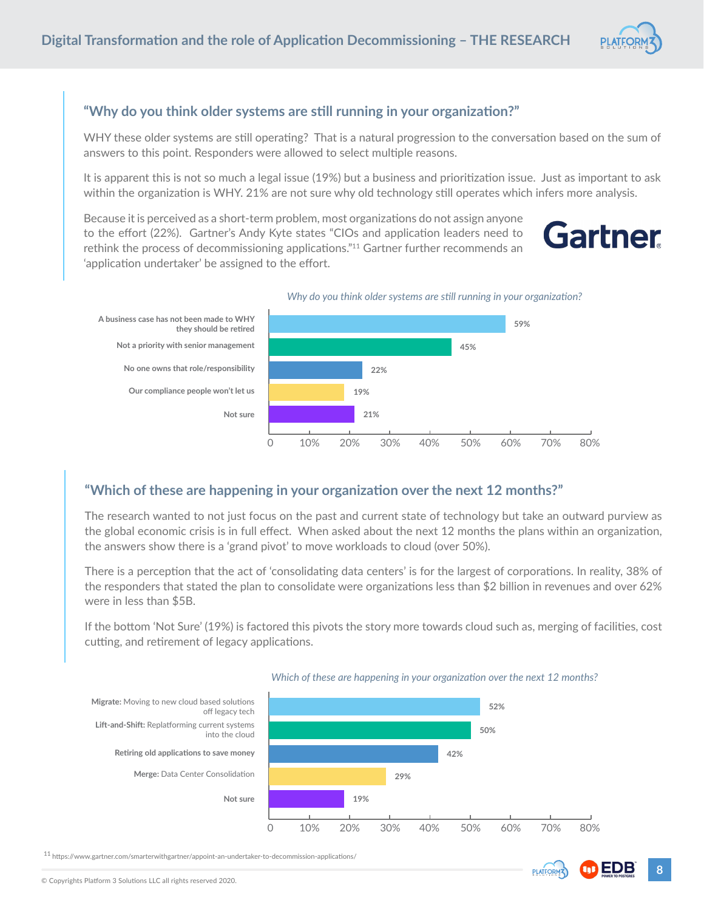## "Why do you think older systems are still running in your organization?"

WHY these older systems are still operating? That is a natural progression to the conversation based on the sum of answers to this point. Responders were allowed to select multiple reasons.

It is apparent this is not so much a legal issue (19%) but a business and prioritization issue. Just as important to ask within the organization is WHY. 21% are not sure why old technology still operates which infers more analysis.

Because it is perceived as a short-term problem, most organizations do not assign anyone to the effort (22%). Gartner's Andy Kyte states "CIOs and application leaders need to rethink the process of decommissioning applications."[11] Gartner further recommends an 'application undertaker' be assigned to the effort.

*Why do you think older systems are still running in your organization?*

| Reason | % |
|---|---|
| A business case has not been made to WHY they should be retired | 59% |
| Not a priority with senior management | 45% |
| No one owns that role/responsibility | 22% |
| Our compliance people won't let us | 19% |
| Not sure | 21% |

## "Which of these are happening in your organization over the next 12 months?"

The research wanted to not just focus on the past and current state of technology but take an outward purview as the global economic crisis is in full effect. When asked about the next 12 months the plans within an organization, the answers show there is a 'grand pivot' to move workloads to cloud (over 50%).

There is a perception that the act of 'consolidating data centers' is for the largest of corporations. In reality, 38% of the responders that stated the plan to consolidate were organizations less than $2 billion in revenues and over 62% were in less than $5B.

If the bottom 'Not Sure' (19%) is factored this pivots the story more towards cloud such as, merging of facilities, cost cutting, and retirement of legacy applications.

*Which of these are happening in your organization over the next 12 months?*

| Activity | % |
|---|---|
| **Migrate:** Moving to new cloud based solutions off legacy tech | 52% |
| **Lift-and-Shift:** Replatforming current systems into the cloud | 50% |
| **Retiring old applications to save money** | 42% |
| **Merge:** Data Center Consolidation | 29% |
| **Not sure** | 19% |

[11] https://www.gartner.com/smarterwithgartner/appoint-an-undertaker-to-decommission-applications/

© Copyrights Platform 3 Solutions LLC all rights reserved 2020.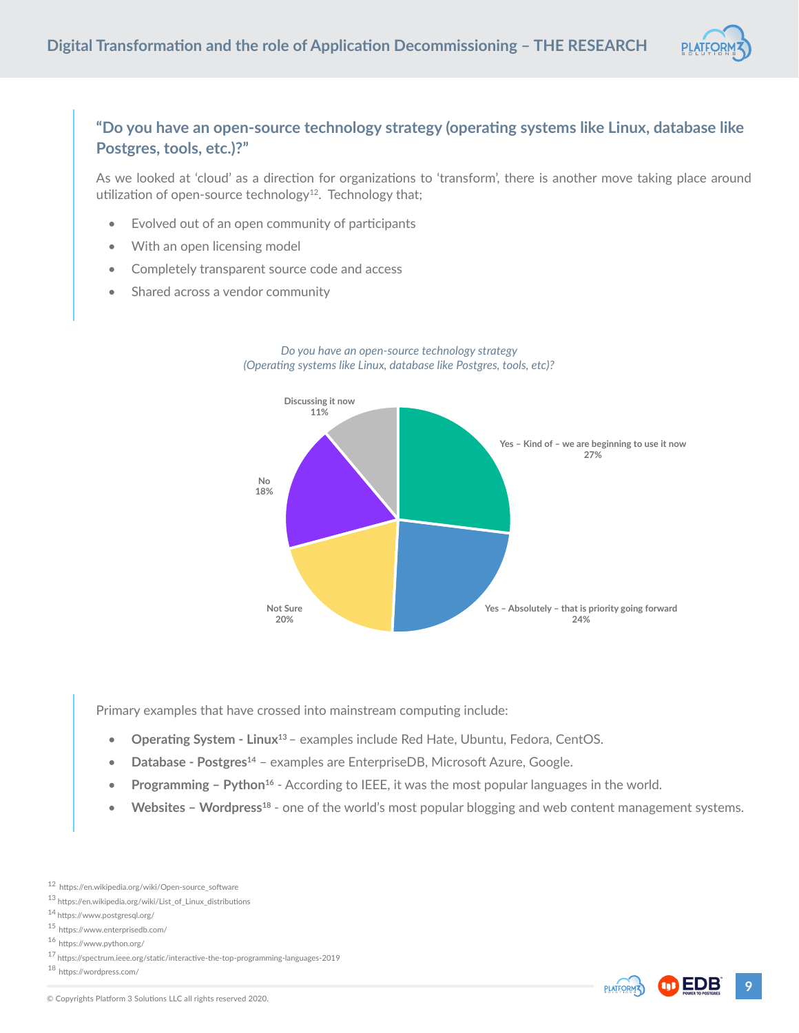### "Do you have an open-source technology strategy (operating systems like Linux, database like Postgres, tools, etc.)?"

As we looked at 'cloud' as a direction for organizations to 'transform', there is another move taking place around utilization of open-source technology[12]. Technology that;

- Evolved out of an open community of participants
- With an open licensing model
- Completely transparent source code and access
- Shared across a vendor community

*Do you have an open-source technology strategy (Operating systems like Linux, database like Postgres, tools, etc)?*

| Response | Percentage |
|---|---|
| Yes – Kind of – we are beginning to use it now | 27% |
| Yes – Absolutely – that is priority going forward | 24% |
| Not Sure | 20% |
| No | 18% |
| Discussing it now | 11% |

Primary examples that have crossed into mainstream computing include:

- **Operating System - Linux**[13] – examples include Red Hate, Ubuntu, Fedora, CentOS.
- **Database - Postgres**[14] – examples are EnterpriseDB, Microsoft Azure, Google.
- **Programming – Python**[16] - According to IEEE, it was the most popular languages in the world.
- **Websites – Wordpress**[18] - one of the world's most popular blogging and web content management systems.

[12] https://en.wikipedia.org/wiki/Open-source_software
[13] https://en.wikipedia.org/wiki/List_of_Linux_distributions
[14] https://www.postgresql.org/
[15] https://www.enterprisedb.com/
[16] https://www.python.org/
[17] https://spectrum.ieee.org/static/interactive-the-top-programming-languages-2019
[18] https://wordpress.com/

© Copyrights Platform 3 Solutions LLC all rights reserved 2020.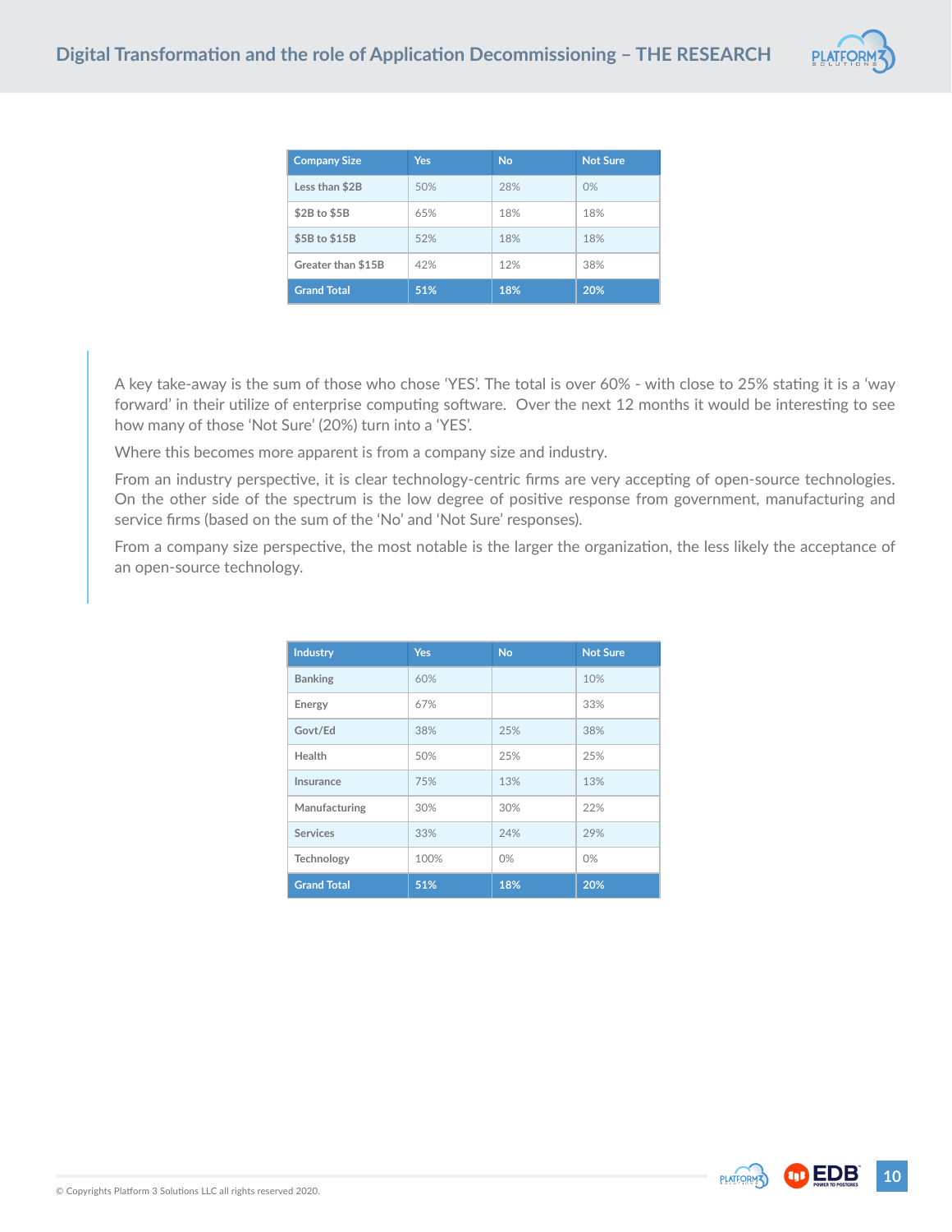| Company Size | Yes | No | Not Sure |
|---|---|---|---|
| Less than $2B | 50% | 28% | 0% |
| $2B to $5B | 65% | 18% | 18% |
| $5B to $15B | 52% | 18% | 18% |
| Greater than $15B | 42% | 12% | 38% |
| Grand Total | 51% | 18% | 20% |

A key take-away is the sum of those who chose 'YES'. The total is over 60% - with close to 25% stating it is a 'way forward' in their utilize of enterprise computing software. Over the next 12 months it would be interesting to see how many of those 'Not Sure' (20%) turn into a 'YES'.

Where this becomes more apparent is from a company size and industry.

From an industry perspective, it is clear technology-centric firms are very accepting of open-source technologies. On the other side of the spectrum is the low degree of positive response from government, manufacturing and service firms (based on the sum of the 'No' and 'Not Sure' responses).

From a company size perspective, the most notable is the larger the organization, the less likely the acceptance of an open-source technology.

| Industry | Yes | No | Not Sure |
|---|---|---|---|
| Banking | 60% | | 10% |
| Energy | 67% | | 33% |
| Govt/Ed | 38% | 25% | 38% |
| Health | 50% | 25% | 25% |
| Insurance | 75% | 13% | 13% |
| Manufacturing | 30% | 30% | 22% |
| Services | 33% | 24% | 29% |
| Technology | 100% | 0% | 0% |
| Grand Total | 51% | 18% | 20% |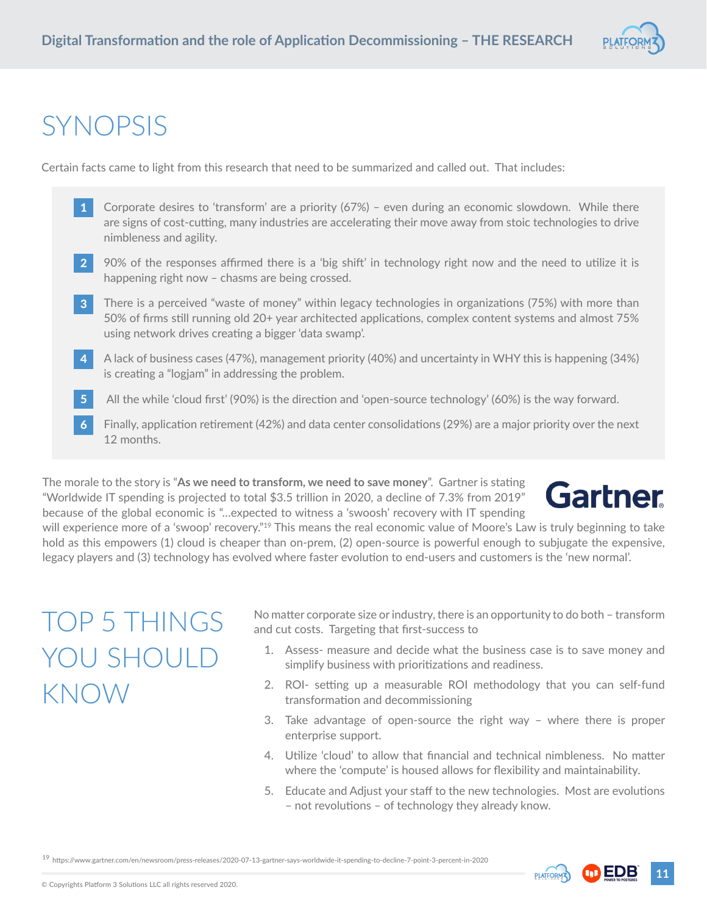# SYNOPSIS

Certain facts came to light from this research that need to be summarized and called out. That includes:

1. Corporate desires to 'transform' are a priority (67%) – even during an economic slowdown. While there are signs of cost-cutting, many industries are accelerating their move away from stoic technologies to drive nimbleness and agility.
2. 90% of the responses affirmed there is a 'big shift' in technology right now and the need to utilize it is happening right now – chasms are being crossed.
3. There is a perceived "waste of money" within legacy technologies in organizations (75%) with more than 50% of firms still running old 20+ year architected applications, complex content systems and almost 75% using network drives creating a bigger 'data swamp'.
4. A lack of business cases (47%), management priority (40%) and uncertainty in WHY this is happening (34%) is creating a "logjam" in addressing the problem.
5. All the while 'cloud first' (90%) is the direction and 'open-source technology' (60%) is the way forward.
6. Finally, application retirement (42%) and data center consolidations (29%) are a major priority over the next 12 months.

The morale to the story is "**As we need to transform, we need to save money**". Gartner is stating "Worldwide IT spending is projected to total $3.5 trillion in 2020, a decline of 7.3% from 2019" because of the global economic is "…expected to witness a 'swoosh' recovery with IT spending will experience more of a 'swoop' recovery."[19] This means the real economic value of Moore's Law is truly beginning to take hold as this empowers (1) cloud is cheaper than on-prem, (2) open-source is powerful enough to subjugate the expensive, legacy players and (3) technology has evolved where faster evolution to end-users and customers is the 'new normal'.

# TOP 5 THINGS YOU SHOULD KNOW

No matter corporate size or industry, there is an opportunity to do both – transform and cut costs. Targeting that first-success to

1. Assess- measure and decide what the business case is to save money and simplify business with prioritizations and readiness.
2. ROI- setting up a measurable ROI methodology that you can self-fund transformation and decommissioning
3. Take advantage of open-source the right way – where there is proper enterprise support.
4. Utilize 'cloud' to allow that financial and technical nimbleness. No matter where the 'compute' is housed allows for flexibility and maintainability.
5. Educate and Adjust your staff to the new technologies. Most are evolutions – not revolutions – of technology they already know.

[19] https://www.gartner.com/en/newsroom/press-releases/2020-07-13-gartner-says-worldwide-it-spending-to-decline-7-point-3-percent-in-2020

© Copyrights Platform 3 Solutions LLC all rights reserved 2020.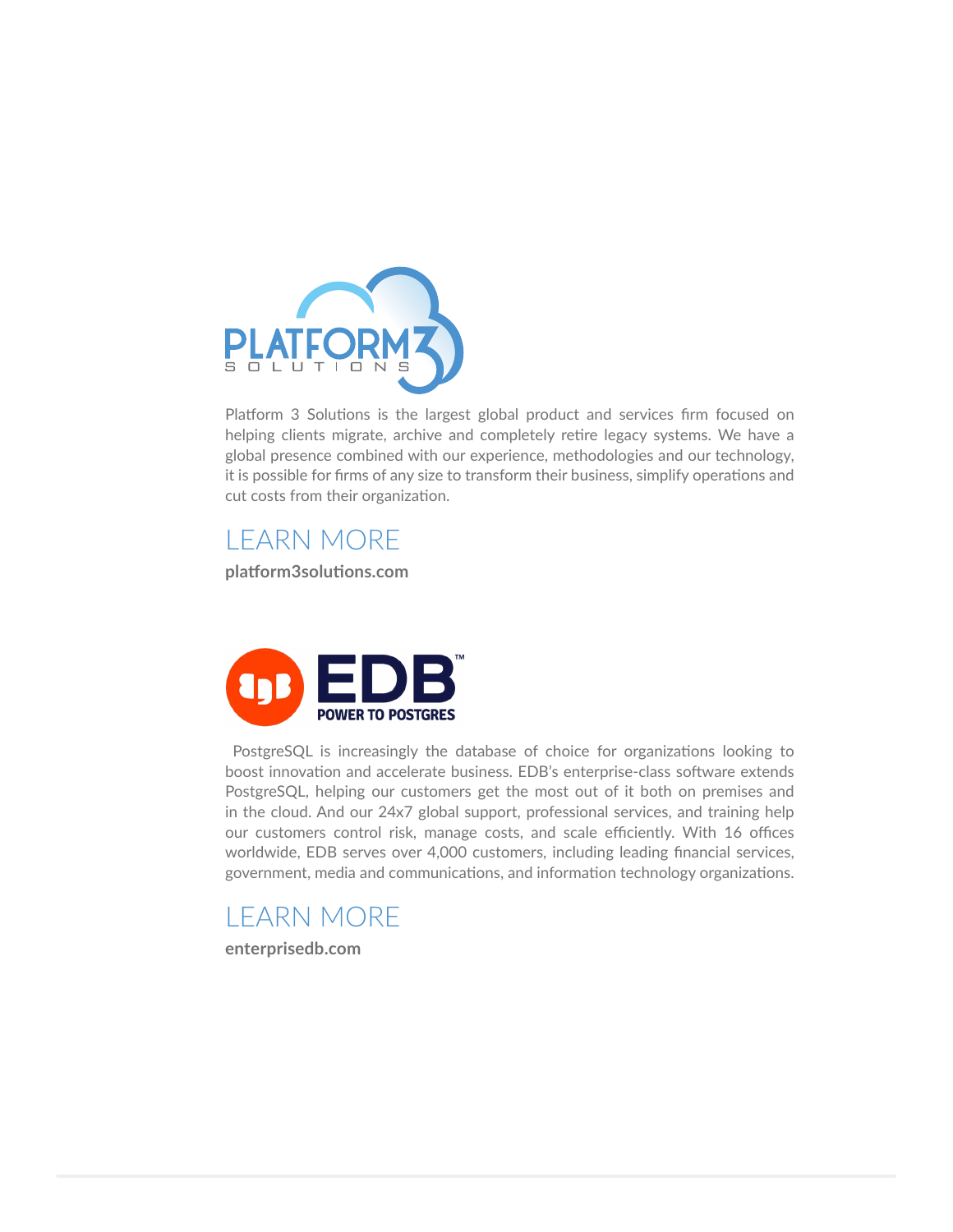PLATFORM3 SOLUTIONS

Platform 3 Solutions is the largest global product and services firm focused on helping clients migrate, archive and completely retire legacy systems. We have a global presence combined with our experience, methodologies and our technology, it is possible for firms of any size to transform their business, simplify operations and cut costs from their organization.

## LEARN MORE

**platform3solutions.com**

EDB™ POWER TO POSTGRES

PostgreSQL is increasingly the database of choice for organizations looking to boost innovation and accelerate business. EDB's enterprise-class software extends PostgreSQL, helping our customers get the most out of it both on premises and in the cloud. And our 24x7 global support, professional services, and training help our customers control risk, manage costs, and scale efficiently. With 16 offices worldwide, EDB serves over 4,000 customers, including leading financial services, government, media and communications, and information technology organizations.

## LEARN MORE

**enterprisedb.com**